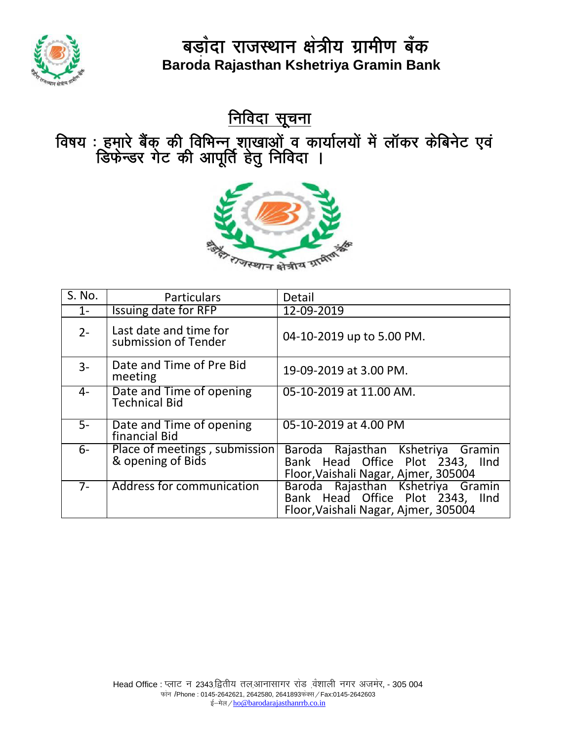# बड़ौदा राजस्थान क्षेत्रीय ग्रामीण बैंक

**Baroda Rajasthan Kshetriya Gramin Bank**

## निविदा सूचना

## विषय : हमारे बैंक की विभिन्न शाखाओं व कार्यालयों में लॉकर केबिनेट एवं डिफेन्डर गेट की आपूर्ति हेतु निविदा ।

| S. No. | Particulars | Detail |
|---|---|---|
| 1- | Issuing date for RFP | 12-09-2019 |
| 2- | Last date and time for submission of Tender | 04-10-2019 up to 5.00 PM. |
| 3- | Date and Time of Pre Bid meeting | 19-09-2019 at 3.00 PM. |
| 4- | Date and Time of opening Technical Bid | 05-10-2019 at 11.00 AM. |
| 5- | Date and Time of opening financial Bid | 05-10-2019 at 4.00 PM |
| 6- | Place of meetings , submission & opening of Bids | Baroda Rajasthan Kshetriya Gramin Bank Head Office Plot 2343, IInd Floor,Vaishali Nagar, Ajmer, 305004 |
| 7- | Address for communication | Baroda Rajasthan Kshetriya Gramin Bank Head Office Plot 2343, IInd Floor,Vaishali Nagar, Ajmer, 305004 |

Head Office : प्लाट न 2343,द्वितीय तल,आनासागर रोड ,वैशाली नगर अजमेर, - 305 004
फोन /Phone : 0145-2642621, 2642580, 2641893फेक्स / Fax:0145-2642603
ई–मेल / ho@barodarajasthanrrb.co.in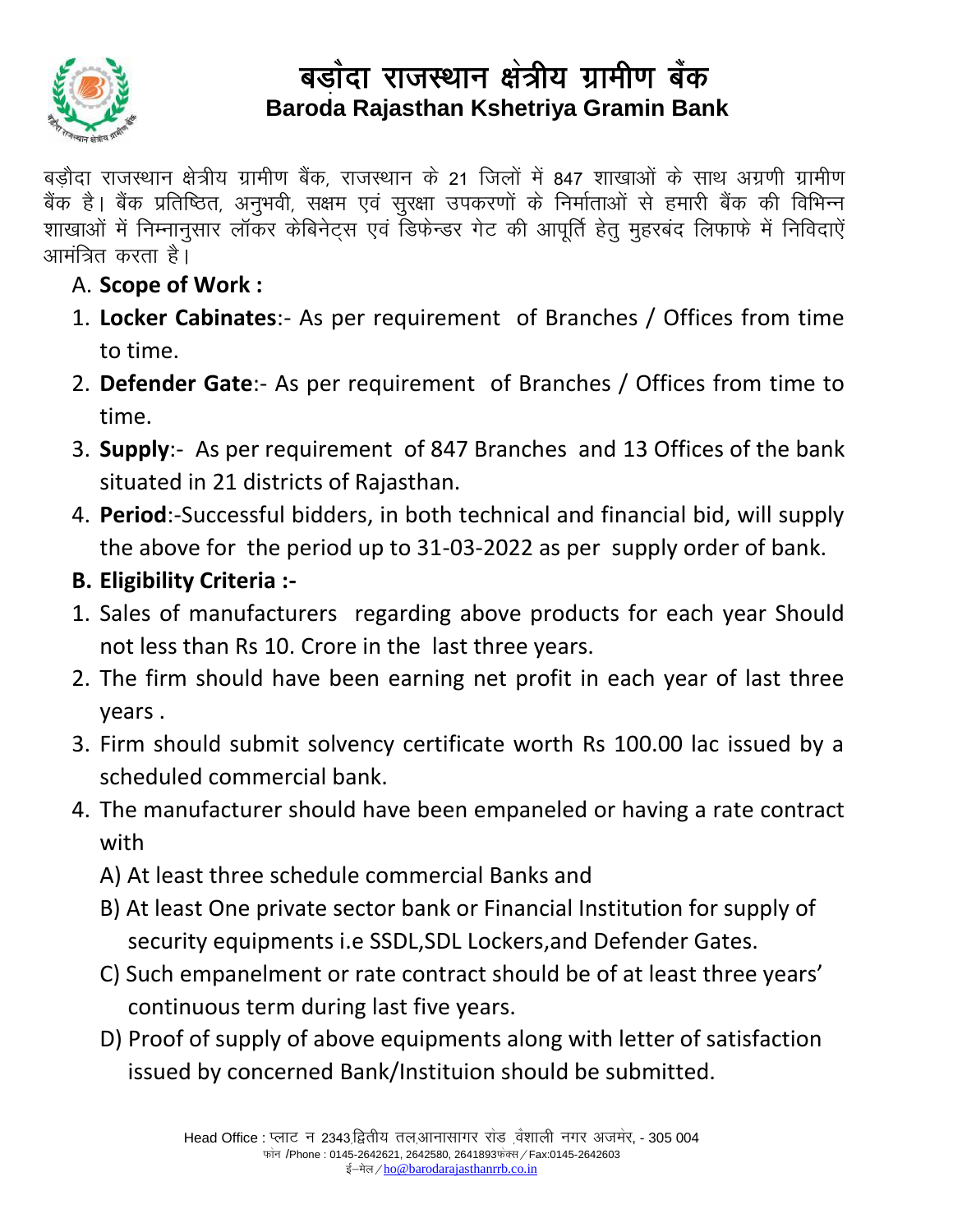# बड़ौदा राजस्थान क्षेत्रीय ग्रामीण बैंक
## Baroda Rajasthan Kshetriya Gramin Bank

बड़ौदा राजस्थान क्षेत्रीय ग्रामीण बैंक, राजस्थान के 21 जिलों में 847 शाखाओं के साथ अग्रणी ग्रामीण बैंक है। बैंक प्रतिष्ठित, अनुभवी, सक्षम एवं सुरक्षा उपकरणों के निर्माताओं से हमारी बैंक की विभिन्न शाखाओं में निम्नानुसार लॉकर केबिनेट्स एवं डिफेन्डर गेट की आपूर्ति हेतु मुहरबंद लिफाफे में निविदाऐं आमंत्रित करता है।

A. **Scope of Work :**

1. **Locker Cabinates**:- As per requirement of Branches / Offices from time to time.
2. **Defender Gate**:- As per requirement of Branches / Offices from time to time.
3. **Supply**:- As per requirement of 847 Branches and 13 Offices of the bank situated in 21 districts of Rajasthan.
4. **Period**:-Successful bidders, in both technical and financial bid, will supply the above for the period up to 31-03-2022 as per supply order of bank.

**B. Eligibility Criteria :-**

1. Sales of manufacturers regarding above products for each year Should not less than Rs 10. Crore in the last three years.
2. The firm should have been earning net profit in each year of last three years .
3. Firm should submit solvency certificate worth Rs 100.00 lac issued by a scheduled commercial bank.
4. The manufacturer should have been empaneled or having a rate contract with
   A) At least three schedule commercial Banks and
   B) At least One private sector bank or Financial Institution for supply of security equipments i.e SSDL,SDL Lockers,and Defender Gates.
   C) Such empanelment or rate contract should be of at least three years' continuous term during last five years.
   D) Proof of supply of above equipments along with letter of satisfaction issued by concerned Bank/Instituion should be submitted.

Head Office : प्लाट न 2343,द्वितीय तल,आनासागर रोड ,वैशाली नगर अजमेर, - 305 004
फोन /Phone : 0145-2642621, 2642580, 2641893फेक्स / Fax:0145-2642603
ई–मेल / ho@barodarajasthanrrb.co.in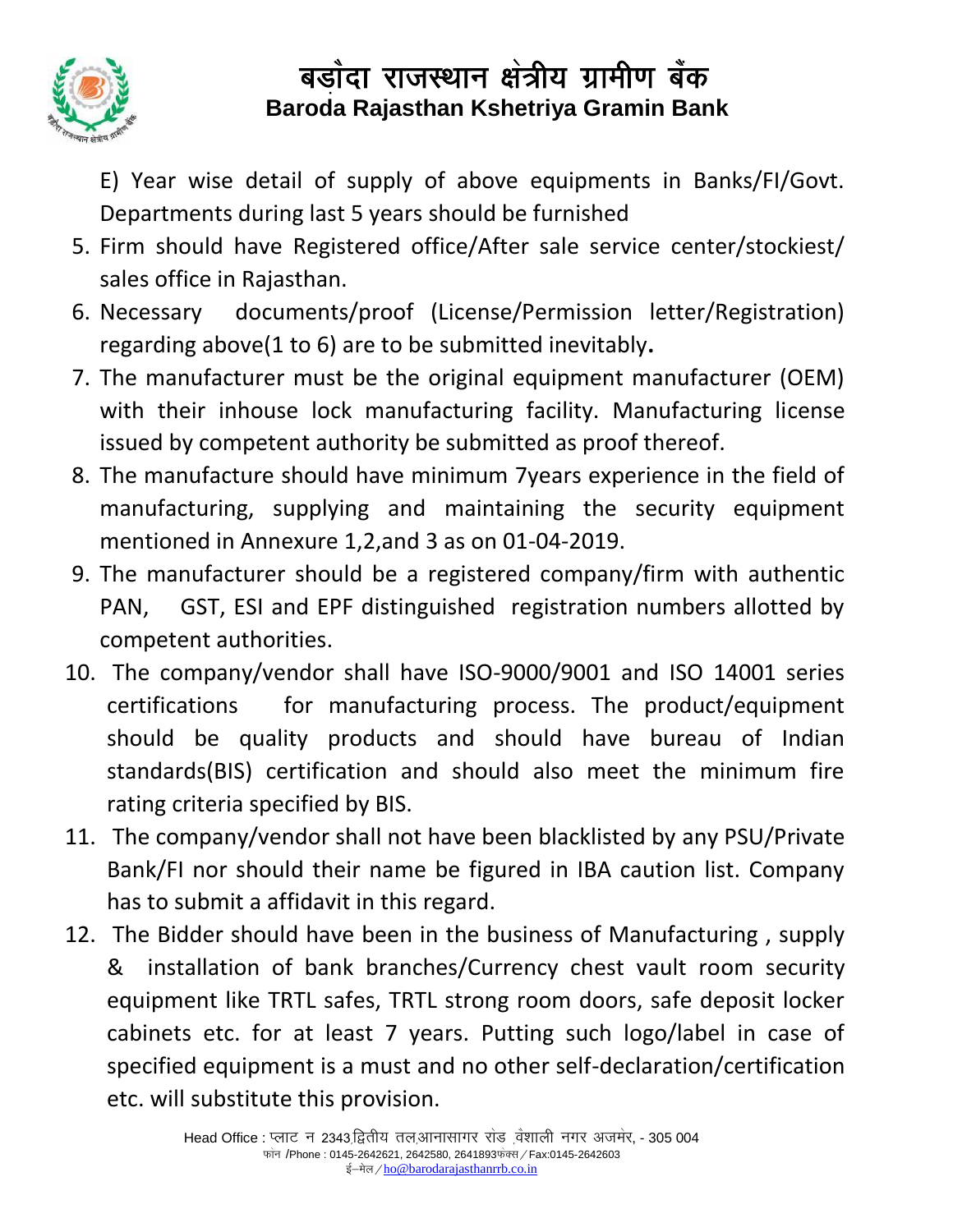E) Year wise detail of supply of above equipments in Banks/FI/Govt. Departments during last 5 years should be furnished

5. Firm should have Registered office/After sale service center/stockiest/ sales office in Rajasthan.
6. Necessary documents/proof (License/Permission letter/Registration) regarding above(1 to 6) are to be submitted inevitably**.**
7. The manufacturer must be the original equipment manufacturer (OEM) with their inhouse lock manufacturing facility. Manufacturing license issued by competent authority be submitted as proof thereof.
8. The manufacture should have minimum 7years experience in the field of manufacturing, supplying and maintaining the security equipment mentioned in Annexure 1,2,and 3 as on 01-04-2019.
9. The manufacturer should be a registered company/firm with authentic PAN, GST, ESI and EPF distinguished registration numbers allotted by competent authorities.
10. The company/vendor shall have ISO-9000/9001 and ISO 14001 series certifications for manufacturing process. The product/equipment should be quality products and should have bureau of Indian standards(BIS) certification and should also meet the minimum fire rating criteria specified by BIS.
11. The company/vendor shall not have been blacklisted by any PSU/Private Bank/FI nor should their name be figured in IBA caution list. Company has to submit a affidavit in this regard.
12. The Bidder should have been in the business of Manufacturing , supply & installation of bank branches/Currency chest vault room security equipment like TRTL safes, TRTL strong room doors, safe deposit locker cabinets etc. for at least 7 years. Putting such logo/label in case of specified equipment is a must and no other self-declaration/certification etc. will substitute this provision.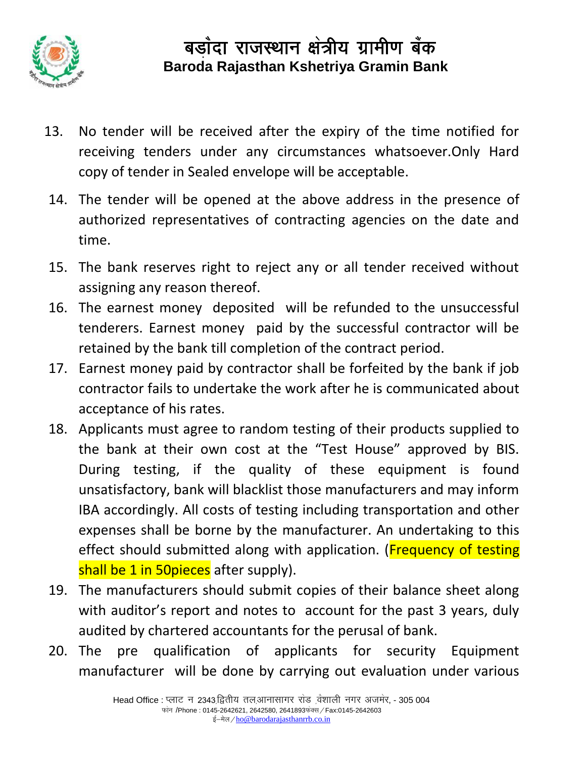13. No tender will be received after the expiry of the time notified for receiving tenders under any circumstances whatsoever.Only Hard copy of tender in Sealed envelope will be acceptable.
14. The tender will be opened at the above address in the presence of authorized representatives of contracting agencies on the date and time.
15. The bank reserves right to reject any or all tender received without assigning any reason thereof.
16. The earnest money deposited will be refunded to the unsuccessful tenderers. Earnest money paid by the successful contractor will be retained by the bank till completion of the contract period.
17. Earnest money paid by contractor shall be forfeited by the bank if job contractor fails to undertake the work after he is communicated about acceptance of his rates.
18. Applicants must agree to random testing of their products supplied to the bank at their own cost at the "Test House" approved by BIS. During testing, if the quality of these equipment is found unsatisfactory, bank will blacklist those manufacturers and may inform IBA accordingly. All costs of testing including transportation and other expenses shall be borne by the manufacturer. An undertaking to this effect should submitted along with application. (Frequency of testing shall be 1 in 50pieces after supply).
19. The manufacturers should submit copies of their balance sheet along with auditor's report and notes to account for the past 3 years, duly audited by chartered accountants for the perusal of bank.
20. The pre qualification of applicants for security Equipment manufacturer will be done by carrying out evaluation under various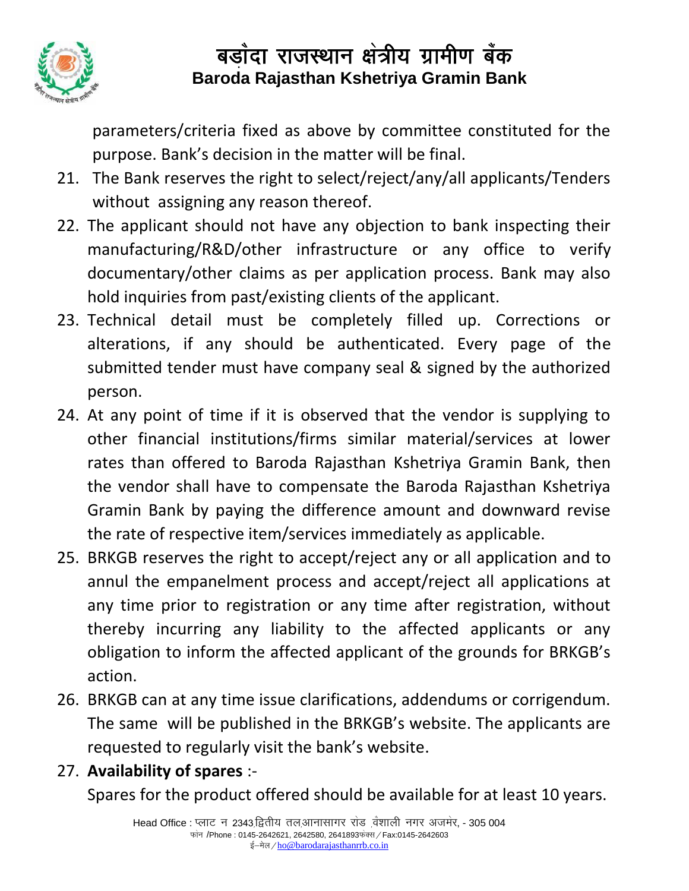parameters/criteria fixed as above by committee constituted for the purpose. Bank's decision in the matter will be final.

21. The Bank reserves the right to select/reject/any/all applicants/Tenders without assigning any reason thereof.
22. The applicant should not have any objection to bank inspecting their manufacturing/R&D/other infrastructure or any office to verify documentary/other claims as per application process. Bank may also hold inquiries from past/existing clients of the applicant.
23. Technical detail must be completely filled up. Corrections or alterations, if any should be authenticated. Every page of the submitted tender must have company seal & signed by the authorized person.
24. At any point of time if it is observed that the vendor is supplying to other financial institutions/firms similar material/services at lower rates than offered to Baroda Rajasthan Kshetriya Gramin Bank, then the vendor shall have to compensate the Baroda Rajasthan Kshetriya Gramin Bank by paying the difference amount and downward revise the rate of respective item/services immediately as applicable.
25. BRKGB reserves the right to accept/reject any or all application and to annul the empanelment process and accept/reject all applications at any time prior to registration or any time after registration, without thereby incurring any liability to the affected applicants or any obligation to inform the affected applicant of the grounds for BRKGB's action.
26. BRKGB can at any time issue clarifications, addendums or corrigendum. The same will be published in the BRKGB's website. The applicants are requested to regularly visit the bank's website.
27. **Availability of spares** :-

    Spares for the product offered should be available for at least 10 years.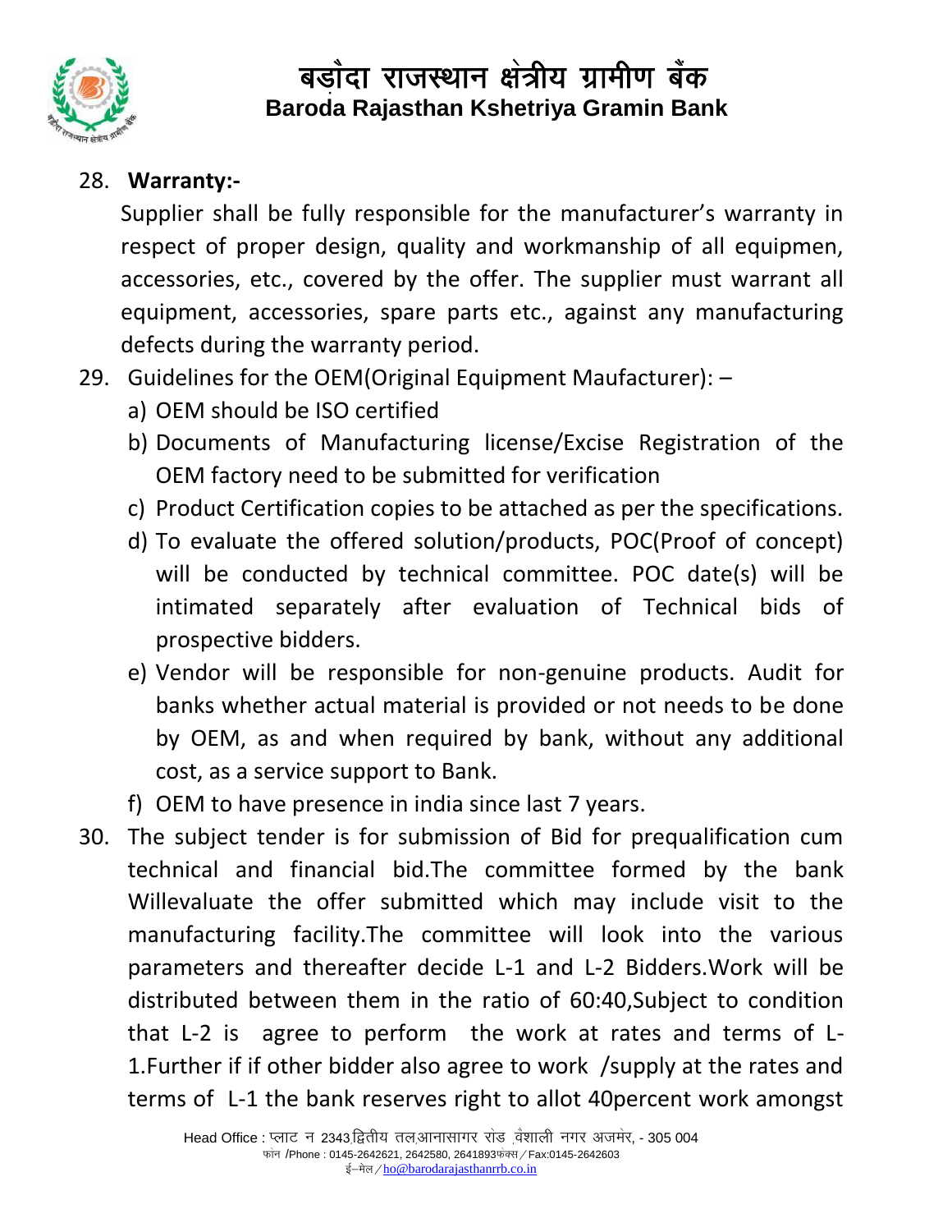28. **Warranty:-**

Supplier shall be fully responsible for the manufacturer's warranty in respect of proper design, quality and workmanship of all equipmen, accessories, etc., covered by the offer. The supplier must warrant all equipment, accessories, spare parts etc., against any manufacturing defects during the warranty period.

29. Guidelines for the OEM(Original Equipment Maufacturer): –
    a) OEM should be ISO certified
    b) Documents of Manufacturing license/Excise Registration of the OEM factory need to be submitted for verification
    c) Product Certification copies to be attached as per the specifications.
    d) To evaluate the offered solution/products, POC(Proof of concept) will be conducted by technical committee. POC date(s) will be intimated separately after evaluation of Technical bids of prospective bidders.
    e) Vendor will be responsible for non-genuine products. Audit for banks whether actual material is provided or not needs to be done by OEM, as and when required by bank, without any additional cost, as a service support to Bank.
    f) OEM to have presence in india since last 7 years.

30. The subject tender is for submission of Bid for prequalification cum technical and financial bid.The committee formed by the bank Willevaluate the offer submitted which may include visit to the manufacturing facility.The committee will look into the various parameters and thereafter decide L-1 and L-2 Bidders.Work will be distributed between them in the ratio of 60:40,Subject to condition that L-2 is agree to perform the work at rates and terms of L-1.Further if if other bidder also agree to work /supply at the rates and terms of L-1 the bank reserves right to allot 40percent work amongst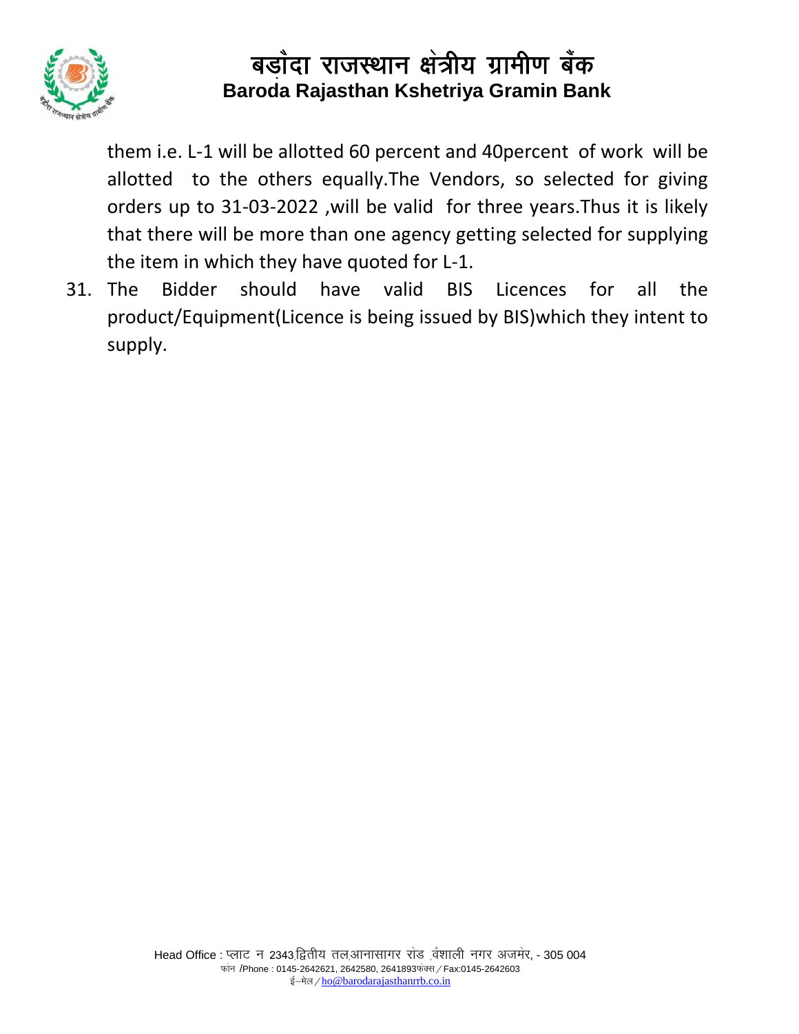them i.e. L-1 will be allotted 60 percent and 40percent of work will be allotted to the others equally.The Vendors, so selected for giving orders up to 31-03-2022 ,will be valid for three years.Thus it is likely that there will be more than one agency getting selected for supplying the item in which they have quoted for L-1.

31. The Bidder should have valid BIS Licences for all the product/Equipment(Licence is being issued by BIS)which they intent to supply.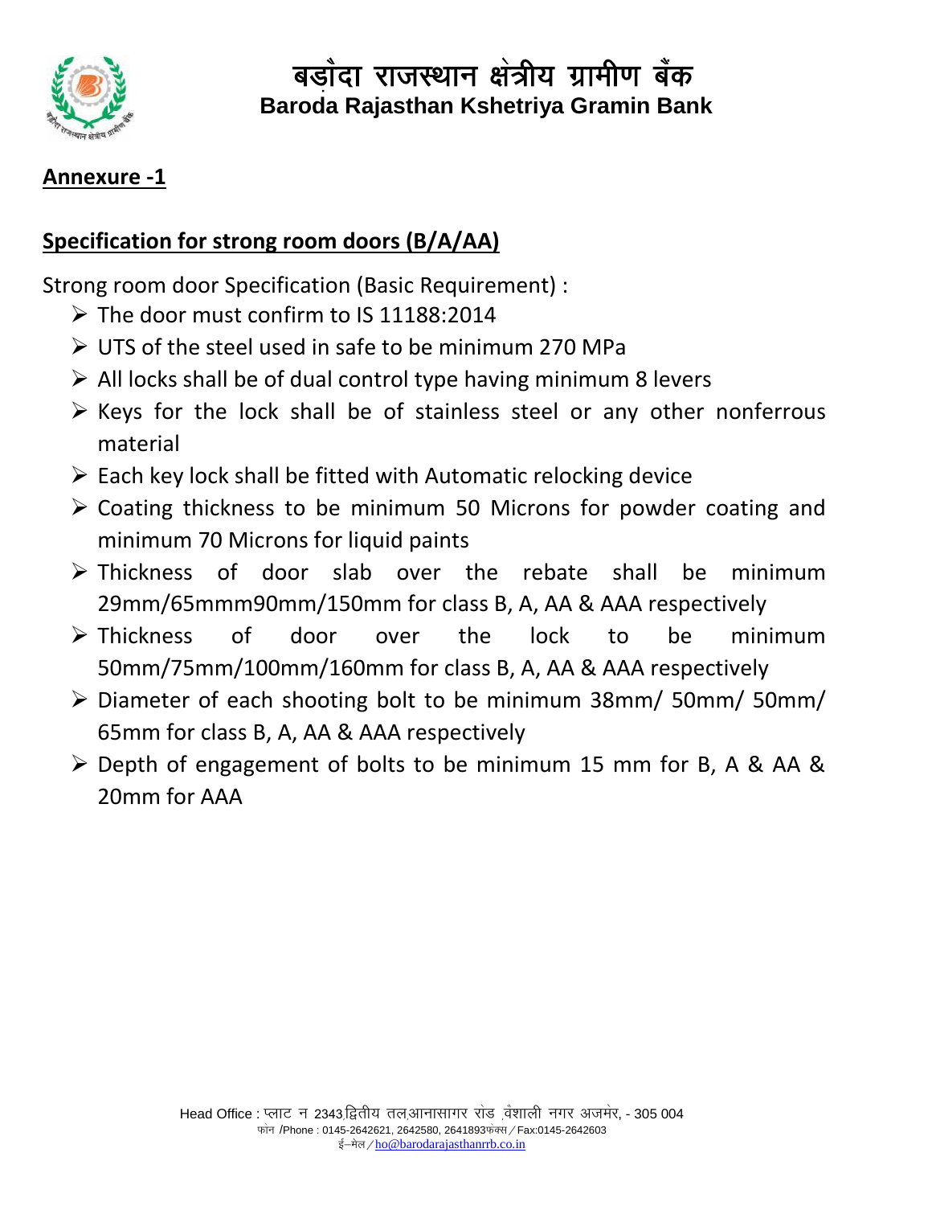# बड़ौदा राजस्थान क्षेत्रीय ग्रामीण बैंक
## Baroda Rajasthan Kshetriya Gramin Bank

**Annexure -1**

**Specification for strong room doors (B/A/AA)**

Strong room door Specification (Basic Requirement) :

- The door must confirm to IS 11188:2014
- UTS of the steel used in safe to be minimum 270 MPa
- All locks shall be of dual control type having minimum 8 levers
- Keys for the lock shall be of stainless steel or any other nonferrous material
- Each key lock shall be fitted with Automatic relocking device
- Coating thickness to be minimum 50 Microns for powder coating and minimum 70 Microns for liquid paints
- Thickness of door slab over the rebate shall be minimum 29mm/65mmm90mm/150mm for class B, A, AA & AAA respectively
- Thickness of door over the lock to be minimum 50mm/75mm/100mm/160mm for class B, A, AA & AAA respectively
- Diameter of each shooting bolt to be minimum 38mm/ 50mm/ 50mm/ 65mm for class B, A, AA & AAA respectively
- Depth of engagement of bolts to be minimum 15 mm for B, A & AA & 20mm for AAA

Head Office : प्लाट न 2343,द्वितीय तल,आनासागर रोड ,वैशाली नगर अजमेर, - 305 004
फोन /Phone : 0145-2642621, 2642580, 2641893फैक्स / Fax:0145-2642603
ई–मेल / ho@barodarajasthanrrb.co.in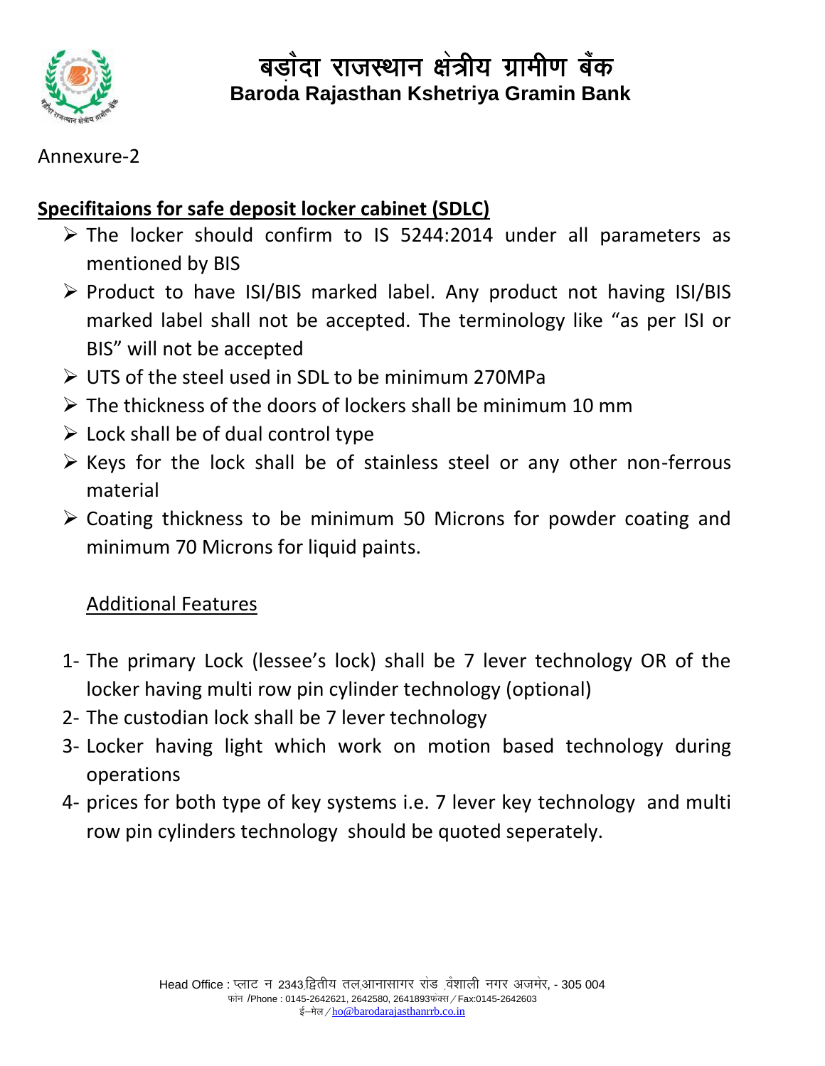# बड़ौदा राजस्थान क्षेत्रीय ग्रामीण बैंक

**Baroda Rajasthan Kshetriya Gramin Bank**

Annexure-2

## Specifitaions for safe deposit locker cabinet (SDLC)

- The locker should confirm to IS 5244:2014 under all parameters as mentioned by BIS
- Product to have ISI/BIS marked label. Any product not having ISI/BIS marked label shall not be accepted. The terminology like "as per ISI or BIS" will not be accepted
- UTS of the steel used in SDL to be minimum 270MPa
- The thickness of the doors of lockers shall be minimum 10 mm
- Lock shall be of dual control type
- Keys for the lock shall be of stainless steel or any other non-ferrous material
- Coating thickness to be minimum 50 Microns for powder coating and minimum 70 Microns for liquid paints.

### Additional Features

1- The primary Lock (lessee's lock) shall be 7 lever technology OR of the locker having multi row pin cylinder technology (optional)

2- The custodian lock shall be 7 lever technology

3- Locker having light which work on motion based technology during operations

4- prices for both type of key systems i.e. 7 lever key technology and multi row pin cylinders technology should be quoted seperately.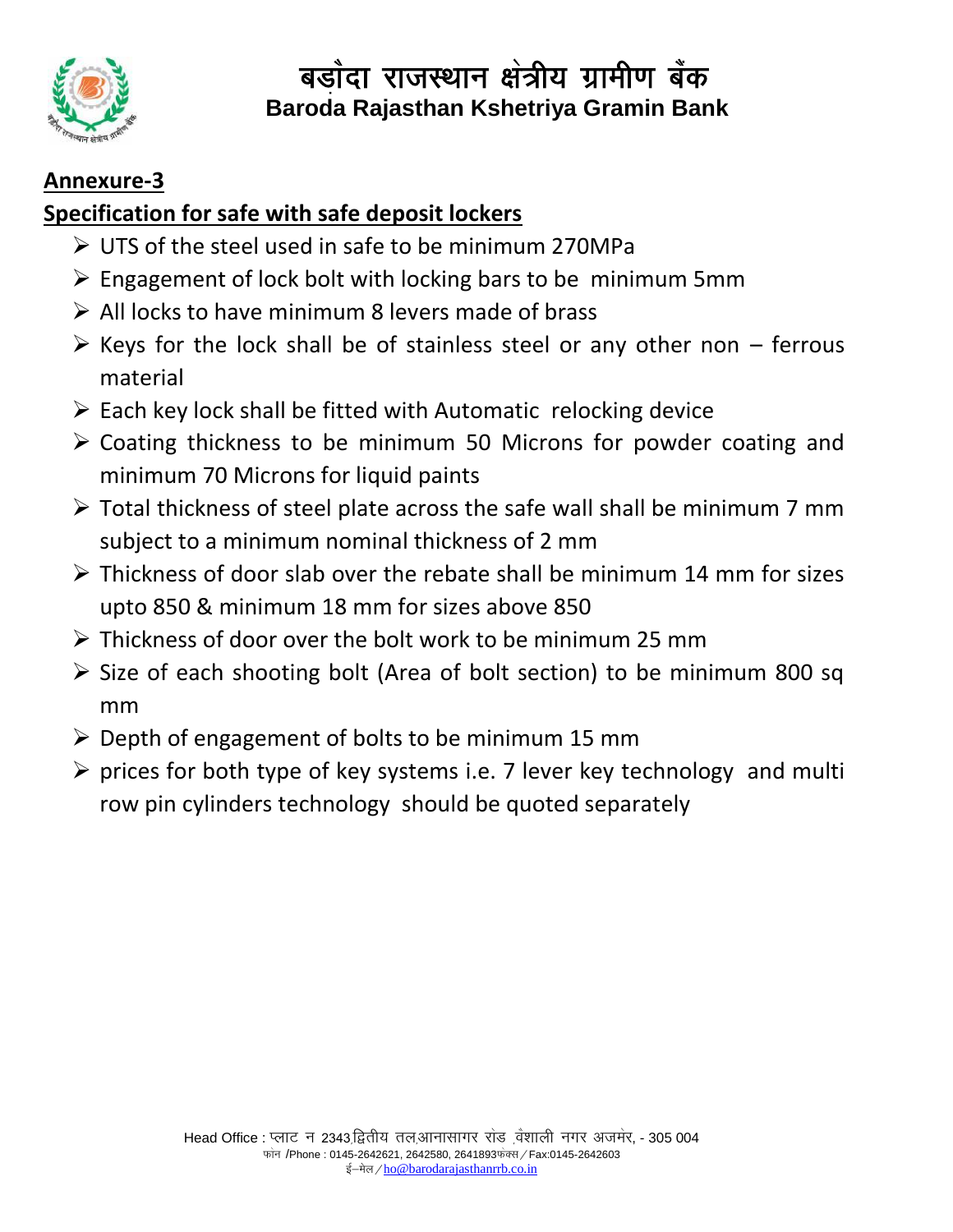## Annexure-3

## Specification for safe with safe deposit lockers

- UTS of the steel used in safe to be minimum 270MPa
- Engagement of lock bolt with locking bars to be minimum 5mm
- All locks to have minimum 8 levers made of brass
- Keys for the lock shall be of stainless steel or any other non – ferrous material
- Each key lock shall be fitted with Automatic relocking device
- Coating thickness to be minimum 50 Microns for powder coating and minimum 70 Microns for liquid paints
- Total thickness of steel plate across the safe wall shall be minimum 7 mm subject to a minimum nominal thickness of 2 mm
- Thickness of door slab over the rebate shall be minimum 14 mm for sizes upto 850 & minimum 18 mm for sizes above 850
- Thickness of door over the bolt work to be minimum 25 mm
- Size of each shooting bolt (Area of bolt section) to be minimum 800 sq mm
- Depth of engagement of bolts to be minimum 15 mm
- prices for both type of key systems i.e. 7 lever key technology and multi row pin cylinders technology should be quoted separately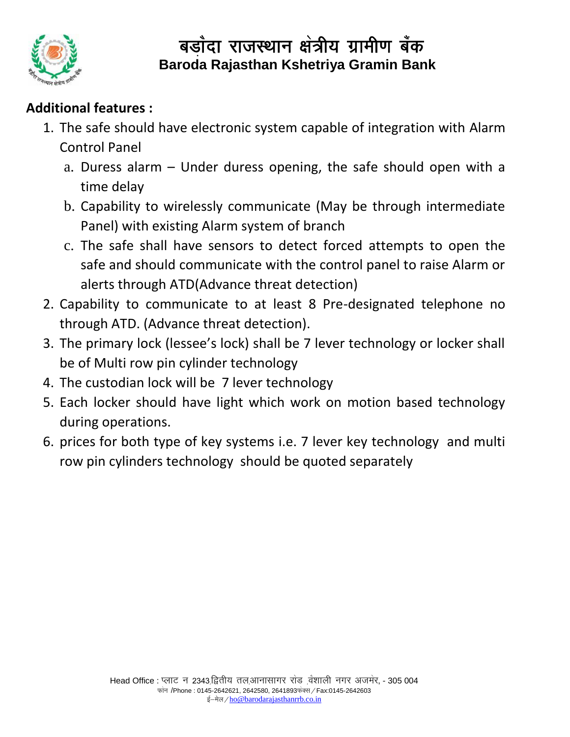**Additional features :**

1. The safe should have electronic system capable of integration with Alarm Control Panel
   a. Duress alarm – Under duress opening, the safe should open with a time delay
   b. Capability to wirelessly communicate (May be through intermediate Panel) with existing Alarm system of branch
   c. The safe shall have sensors to detect forced attempts to open the safe and should communicate with the control panel to raise Alarm or alerts through ATD(Advance threat detection)
2. Capability to communicate to at least 8 Pre-designated telephone no through ATD. (Advance threat detection).
3. The primary lock (lessee's lock) shall be 7 lever technology or locker shall be of Multi row pin cylinder technology
4. The custodian lock will be 7 lever technology
5. Each locker should have light which work on motion based technology during operations.
6. prices for both type of key systems i.e. 7 lever key technology and multi row pin cylinders technology should be quoted separately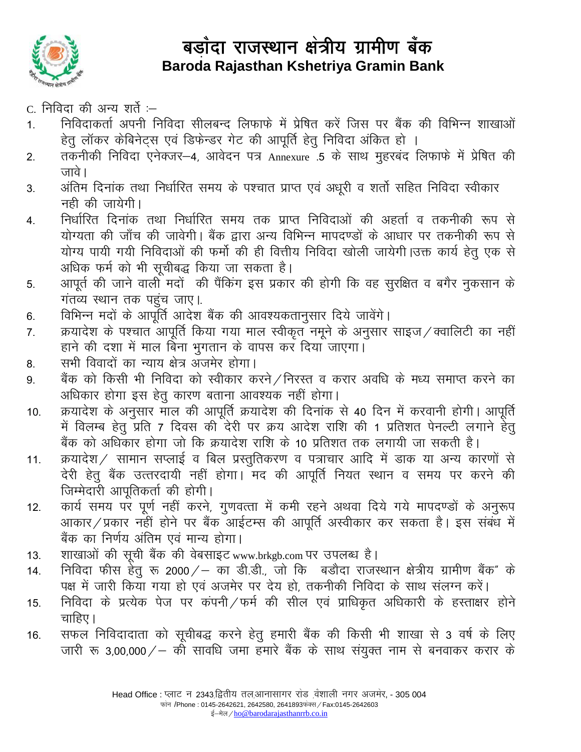# बड़ौदा राजस्थान क्षेत्रीय ग्रामीण बैंक
**Baroda Rajasthan Kshetriya Gramin Bank**

C. निविदा की अन्य शर्तें :–

1. निविदाकर्ता अपनी निविदा सीलबन्द लिफाफे में प्रेषित करें जिस पर बैंक की विभिन्न शाखाओं हेतु लॉकर केबिनेट्स एवं डिफेन्डर गेट की आपूर्ति हेतु निविदा अंकित हो ।
2. तकनीकी निविदा एनेक्जर–4, आवेदन पत्र Annexure .5 के साथ मुहरबंद लिफाफे में प्रेषित की जावे।
3. अंतिम दिनांक तथा निर्धारित समय के पश्चात प्राप्त एवं अधूरी व शर्तो सहित निविदा स्वीकार नही की जायेगी।
4. निर्धारित दिनांक तथा निर्धारित समय तक प्राप्त निविदाओं की अहर्ता व तकनीकी रूप से योग्यता की जाँच की जावेगी। बैंक द्वारा अन्य विभिन्न मापदण्डों के आधार पर तकनीकी रूप से योग्य पायी गयी निविदाओं की फर्मो की ही वित्तीय निविदा खोली जायेगी।उक्त कार्य हेतु एक से अधिक फर्म को भी सूचीबद्ध किया जा सकता है।
5. आपूर्त की जाने वाली मदों की पैंकिंग इस प्रकार की होगी कि वह सुरक्षित व बगैर नुकसान के गंतव्य स्थान तक पहुंच जाए।.
6. विभिन्न मदों के आपूर्ति आदेश बैंक की आवश्यकतानुसार दिये जावेंगे।
7. क्रयादेश के पश्चात आपूर्ति किया गया माल स्वीकृत नमूने के अनुसार साइज/क्वालिटी का नहीं हाने की दशा में माल बिना भुगतान के वापस कर दिया जाएगा।
8. सभी विवादों का न्याय क्षेत्र अजमेर होगा।
9. बैंक को किसी भी निविदा को स्वीकार करने/निरस्त व करार अवधि के मध्य समाप्त करने का अधिकार होगा इस हेतु कारण बताना आवश्यक नहीं होगा।
10. क्रयादेश के अनुसार माल की आपूर्ति क्रयादेश की दिनांक से 40 दिन में करवानी होगी। आपूर्ति में विलम्ब हेतु प्रति 7 दिवस की देरी पर क्रय आदेश राशि की 1 प्रतिशत पेनल्टी लगाने हेतु बैंक को अधिकार होगा जो कि क्रयादेश राशि के 10 प्रतिशत तक लगायी जा सकती है।
11. क्रयादेश/ सामान सप्लाई व बिल प्रस्तुतिकरण व पत्राचार आदि में डाक या अन्य कारणों से देरी हेतु बैंक उत्तरदायी नहीं होगा। मद की आपूर्ति नियत स्थान व समय पर करने की जिम्मेदारी आपूतिकर्ता की होगी।
12. कार्य समय पर पूर्ण नहीं करने, गुणवत्ता में कमी रहने अथवा दिये गये मापदण्डों के अनुरूप आकार/प्रकार नहीं होने पर बैंक आईटम्स की आपूर्ति अस्वीकार कर सकता है। इस संबंध में बैंक का निर्णय अंतिम एवं मान्य होगा।
13. शाखाओं की सूची बैंक की वेबसाइट www.brkgb.com पर उपलब्ध है।
14. निविदा फीस हेतु रू 2000/– का डी.डी., जो कि बडौदा राजस्थान क्षेत्रीय ग्रामीण बैंक" के पक्ष में जारी किया गया हो एवं अजमेर पर देय हो, तकनीकी निविदा के साथ संलग्न करें।
15. निविदा के प्रत्येक पेज पर कंपनी/फर्म की सील एवं प्राधिकृत अधिकारी के हस्ताक्षर होने चाहिए।
16. सफल निविदादाता को सूचीबद्ध करने हेतु हमारी बैंक की किसी भी शाखा से 3 वर्ष के लिए जारी रू 3,00,000/– की सावधि जमा हमारे बैंक के साथ संयुक्त नाम से बनवाकर करार के

Head Office : प्लाट न 2343,द्वितीय तल,आनासागर रोड ,वैशाली नगर अजमेर, - 305 004
फोन /Phone : 0145-2642621, 2642580, 2641893फेक्स/Fax:0145-2642603
ई–मेल/ho@barodarajasthanrrb.co.in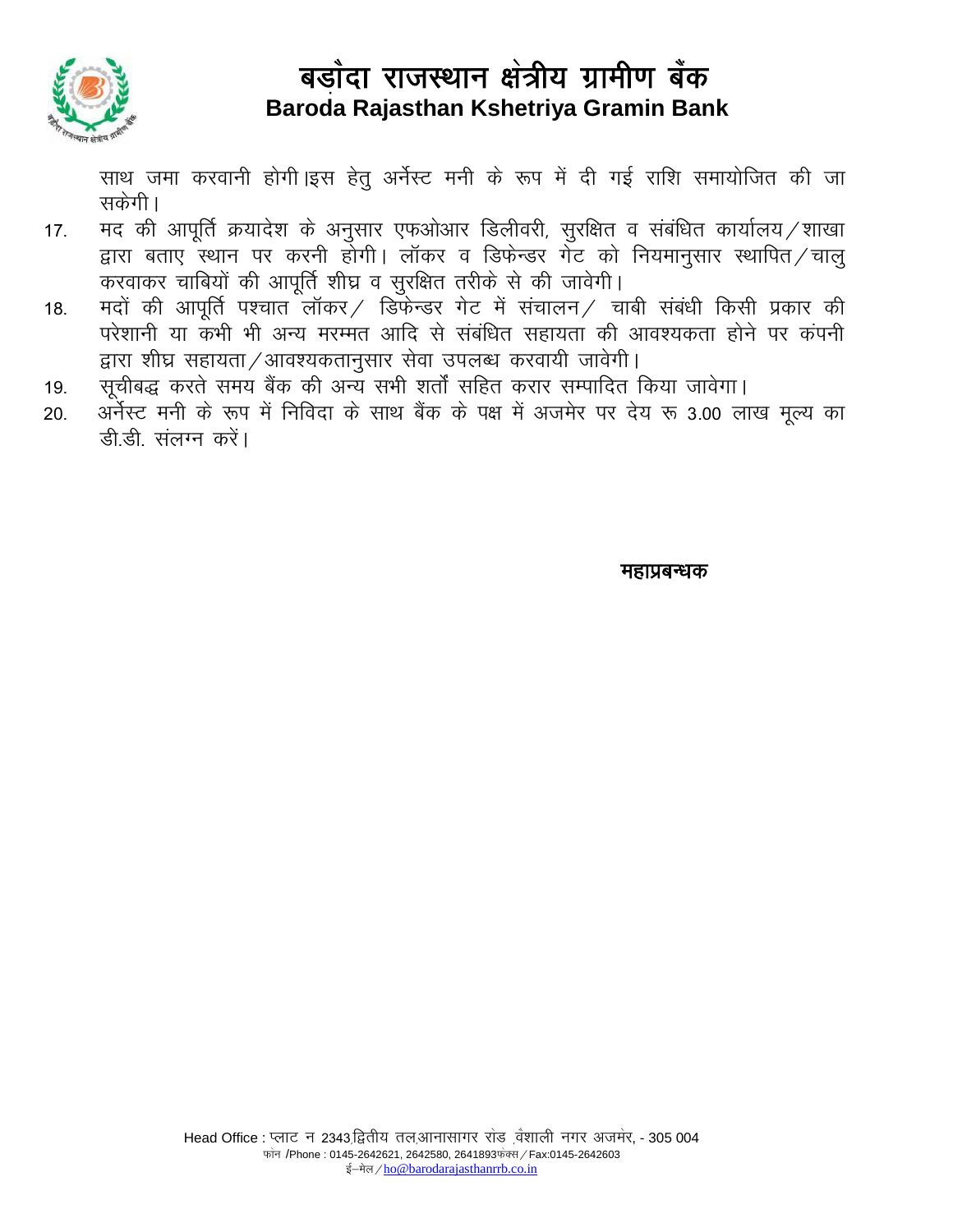साथ जमा करवानी होगी।इस हेतु अर्नेस्ट मनी के रूप में दी गई राशि समायोजित की जा सकेगी।

17. मद की आपूर्ति क्रयादेश के अनुसार एफओआर डिलीवरी, सुरक्षित व संबंधित कार्यालय/शाखा द्वारा बताए स्थान पर करनी होगी। लॉकर व डिफेन्डर गेट को नियमानुसार स्थापित/चालु करवाकर चाबियों की आपूर्ति शीघ्र व सुरक्षित तरीके से की जावेगी।
18. मदों की आपूर्ति पश्चात लॉकर/ डिफेन्डर गेट में संचालन/ चाबी संबंधी किसी प्रकार की परेशानी या कभी भी अन्य मरम्मत आदि से संबंधित सहायता की आवश्यकता होने पर कंपनी द्वारा शीघ्र सहायता/आवश्यकतानुसार सेवा उपलब्ध करवायी जावेगी।
19. सूचीबद्ध करते समय बैंक की अन्य सभी शर्तों सहित करार सम्पादित किया जावेगा।
20. अर्नेस्ट मनी के रूप में निविदा के साथ बैंक के पक्ष में अजमेर पर देय रू 3.00 लाख मूल्य का डी.डी. संलग्न करें।

**महाप्रबन्धक**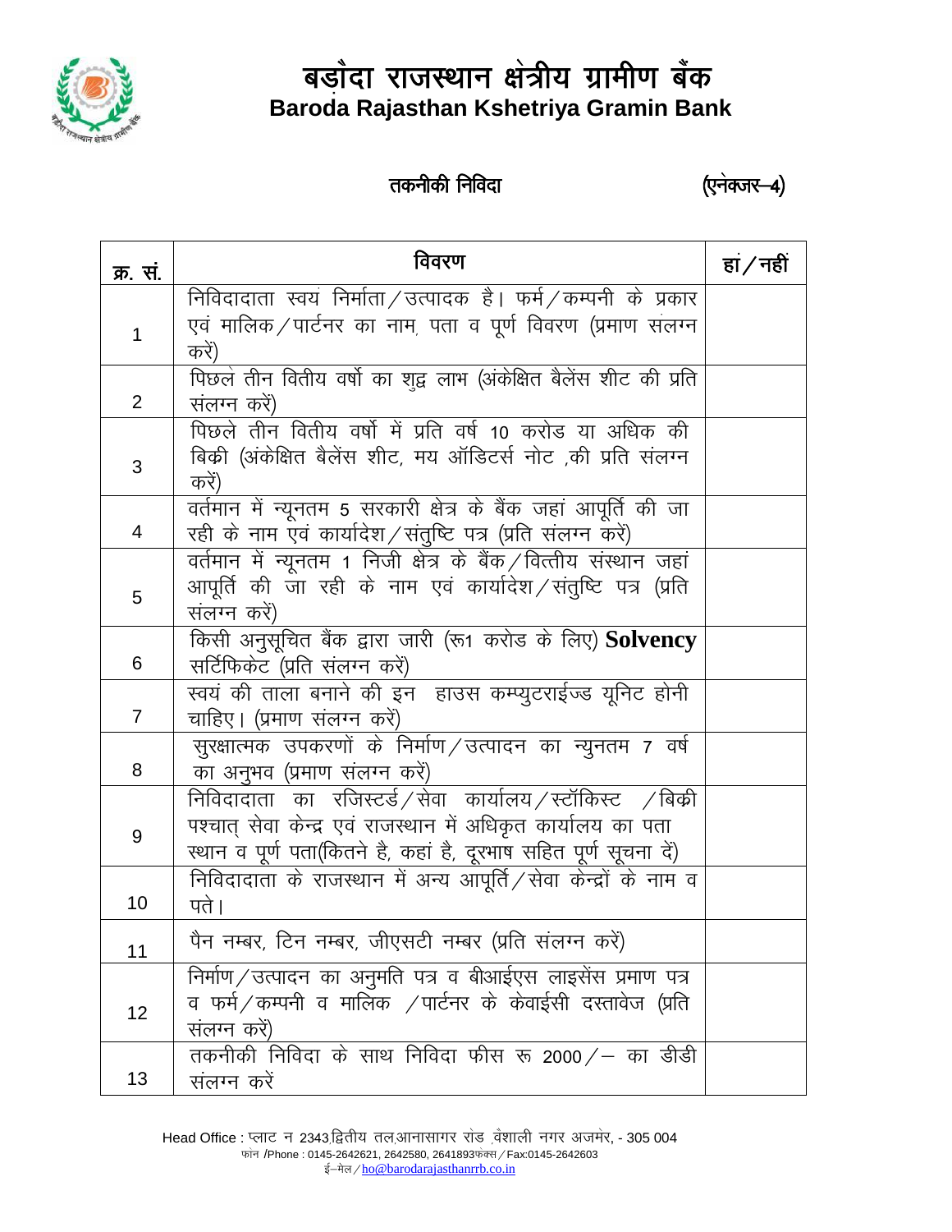# बड़ौदा राजस्थान क्षेत्रीय ग्रामीण बैंक
## Baroda Rajasthan Kshetriya Gramin Bank

**तकनीकी निविदा** **(एनेक्जर–4)**

| क्र. सं. | विवरण | हां / नहीं |
|---|---|---|
| 1 | निविदादाता स्वयं निर्माता / उत्पादक है। फर्म / कम्पनी के प्रकार एवं मालिक / पार्टनर का नाम, पता व पूर्ण विवरण (प्रमाण संलग्न करें) | |
| 2 | पिछले तीन वितीय वर्षो का शुद्व लाभ (अंकेक्षित बैलेंस शीट की प्रति संलग्न करें) | |
| 3 | पिछले तीन वितीय वर्षो में प्रति वर्ष 10 करोड या अधिक की बिक्री (अंकेक्षित बैलेंस शीट, मय ऑडिटर्स नोट ,की प्रति संलग्न करें) | |
| 4 | वर्तमान में न्यूनतम 5 सरकारी क्षेत्र के बैंक जहां आपूर्ति की जा रही के नाम एवं कार्यादेश / संतुष्टि पत्र (प्रति संलग्न करें) | |
| 5 | वर्तमान में न्यूनतम 1 निजी क्षेत्र के बैंक / वित्तीय संस्थान जहां आपूर्ति की जा रही के नाम एवं कार्यादेश / संतुष्टि पत्र (प्रति संलग्न करें) | |
| 6 | किसी अनुसूचित बैंक द्वारा जारी (रू1 करोड के लिए) **Solvency** सर्टिफिकेट (प्रति संलग्न करें) | |
| 7 | स्वयं की ताला बनाने की इन हाउस कम्प्युटराईज्ड यूनिट होनी चाहिए। (प्रमाण संलग्न करें) | |
| 8 | सुरक्षात्मक उपकरणों के निर्माण / उत्पादन का न्युनतम 7 वर्ष का अनुभव (प्रमाण संलग्न करें) | |
| 9 | निविदादाता का रजिस्टर्ड / सेवा कार्यालय / स्टॉकिस्ट / बिक्री पश्चात् सेवा केन्द्र एवं राजस्थान में अधिकृत कार्यालय का पता स्थान व पूर्ण पता(कितने है, कहां है, दूरभाष सहित पूर्ण सूचना दें) | |
| 10 | निविदादाता के राजस्थान में अन्य आपूर्ति / सेवा केन्द्रों के नाम व पते। | |
| 11 | पैन नम्बर, टिन नम्बर, जीएसटी नम्बर (प्रति संलग्न करें) | |
| 12 | निर्माण / उत्पादन का अनुमति पत्र व बीआईएस लाइसेंस प्रमाण पत्र व फर्म / कम्पनी व मालिक / पार्टनर के केवाईसी दस्तावेज (प्रति संलग्न करें) | |
| 13 | तकनीकी निविदा के साथ निविदा फीस रू 2000 / – का डीडी संलग्न करें | |

Head Office : प्लाट न 2343,द्वितीय तल,आनासागर रोड ,वैशाली नगर अजमेर, - 305 004
फोन /Phone : 0145-2642621, 2642580, 2641893फेक्स / Fax:0145-2642603
ई–मेल / ho@barodarajasthanrrb.co.in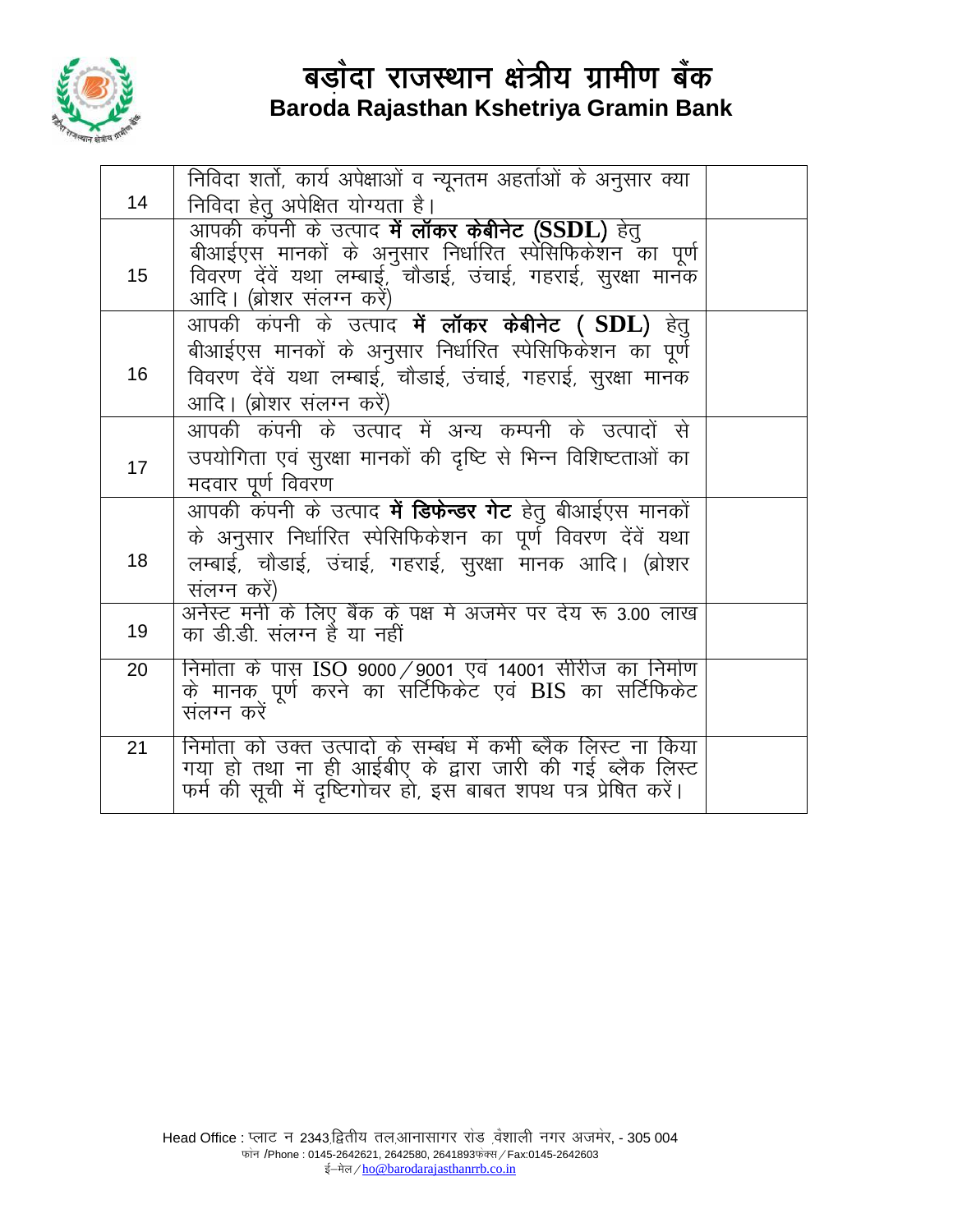# बड़ौदा राजस्थान क्षेत्रीय ग्रामीण बैंक
## Baroda Rajasthan Kshetriya Gramin Bank

| | | |
|---|---|---|
| 14 | निविदा शर्तो, कार्य अपेक्षाओं व न्यूनतम अहर्ताओं के अनुसार क्या निविदा हेतु अपेक्षित योग्यता है। | |
| 15 | आपकी कंपनी के उत्पाद **में लॉकर केबीनेट (SSDL)** हेतु बीआईएस मानकों के अनुसार निर्धारित स्पेसिफिकेशन का पूर्ण विवरण देवें यथा लम्बाई, चौडाई, उंचाई, गहराई, सुरक्षा मानक आदि। (ब्रोशर संलग्न करें) | |
| 16 | आपकी कंपनी के उत्पाद **में लॉकर केबीनेट ( SDL)** हेतु बीआईएस मानकों के अनुसार निर्धारित स्पेसिफिकेशन का पूर्ण विवरण देवें यथा लम्बाई, चौडाई, उंचाई, गहराई, सुरक्षा मानक आदि। (ब्रोशर संलग्न करें) | |
| 17 | आपकी कंपनी के उत्पाद में अन्य कम्पनी के उत्पादों से उपयोगिता एवं सुरक्षा मानकों की दृष्टि से भिन्न विशिष्टताओं का मदवार पूर्ण विवरण | |
| 18 | आपकी कंपनी के उत्पाद **में डिफेन्डर गेट** हेतु बीआईएस मानकों के अनुसार निर्धारित स्पेसिफिकेशन का पूर्ण विवरण देवें यथा लम्बाई, चौडाई, उंचाई, गहराई, सुरक्षा मानक आदि। (ब्रोशर संलग्न करें) | |
| 19 | अर्नेस्ट मनी के लिए बैंक के पक्ष मे अजमेर पर देय रू 3.00 लाख का डी.डी. संलग्न है या नहीं | |
| 20 | निर्माता के पास ISO 9000/9001 एवं 14001 सीरीज का निर्माण के मानक पूर्ण करने का सर्टिफिकेट एवं BIS का सर्टिफिकेट संलग्न करें | |
| 21 | निर्माता को उक्त उत्पादो के सम्बंध में कभी ब्लैक लिस्ट ना किया गया हो तथा ना ही आईबीए के द्वारा जारी की गई ब्लैक लिस्ट फर्म की सूची में दृष्टिगोचर हो, इस बाबत शपथ पत्र प्रेषित करें। | |

Head Office : प्लाट न 2343,द्वितीय तल,आनासागर रोड ,वैशाली नगर अजमेर, - 305 004
फोन /Phone : 0145-2642621, 2642580, 2641893फेक्स/Fax:0145-2642603
ई–मेल/ho@barodarajasthanrrb.co.in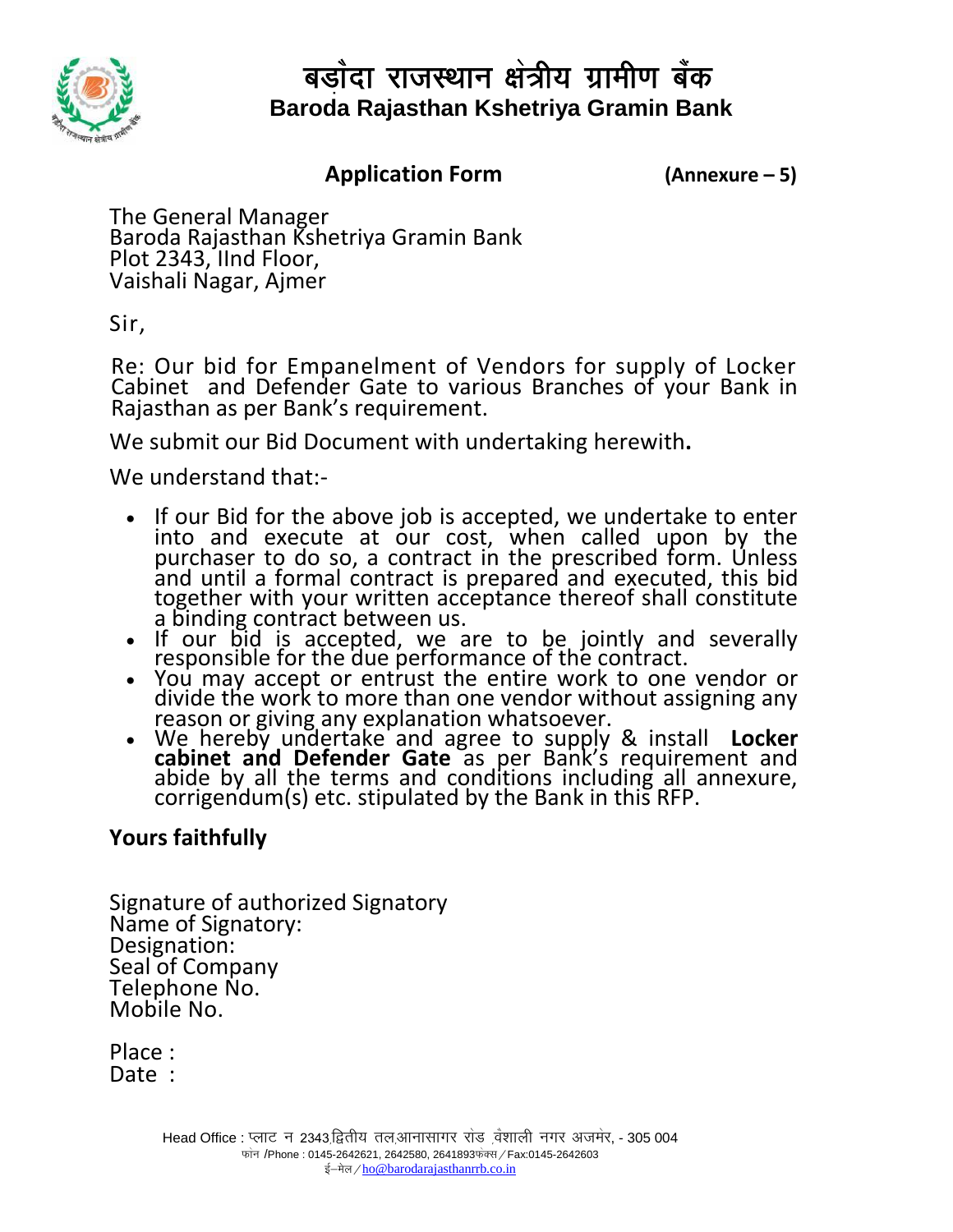# बड़ौदा राजस्थान क्षेत्रीय ग्रामीण बैंक

## Baroda Rajasthan Kshetriya Gramin Bank

**Application Form** **(Annexure – 5)**

The General Manager
Baroda Rajasthan Kshetriya Gramin Bank
Plot 2343, IInd Floor,
Vaishali Nagar, Ajmer

Sir,

Re: Our bid for Empanelment of Vendors for supply of Locker Cabinet and Defender Gate to various Branches of your Bank in Rajasthan as per Bank's requirement.

We submit our Bid Document with undertaking herewith**.**

We understand that:-

- If our Bid for the above job is accepted, we undertake to enter into and execute at our cost, when called upon by the purchaser to do so, a contract in the prescribed form. Unless and until a formal contract is prepared and executed, this bid together with your written acceptance thereof shall constitute a binding contract between us.
- If our bid is accepted, we are to be jointly and severally responsible for the due performance of the contract.
- You may accept or entrust the entire work to one vendor or divide the work to more than one vendor without assigning any reason or giving any explanation whatsoever.
- We hereby undertake and agree to supply & install **Locker cabinet and Defender Gate** as per Bank's requirement and abide by all the terms and conditions including all annexure, corrigendum(s) etc. stipulated by the Bank in this RFP.

**Yours faithfully**

Signature of authorized Signatory
Name of Signatory:
Designation:
Seal of Company
Telephone No.
Mobile No.

Place :
Date :

Head Office : प्लाट न 2343,द्वितीय तल,आनासागर रोड ,वैशाली नगर अजमेर, - 305 004
फोन /Phone : 0145-2642621, 2642580, 2641893फेक्स / Fax:0145-2642603
ई–मेल / ho@barodarajasthanrrb.co.in